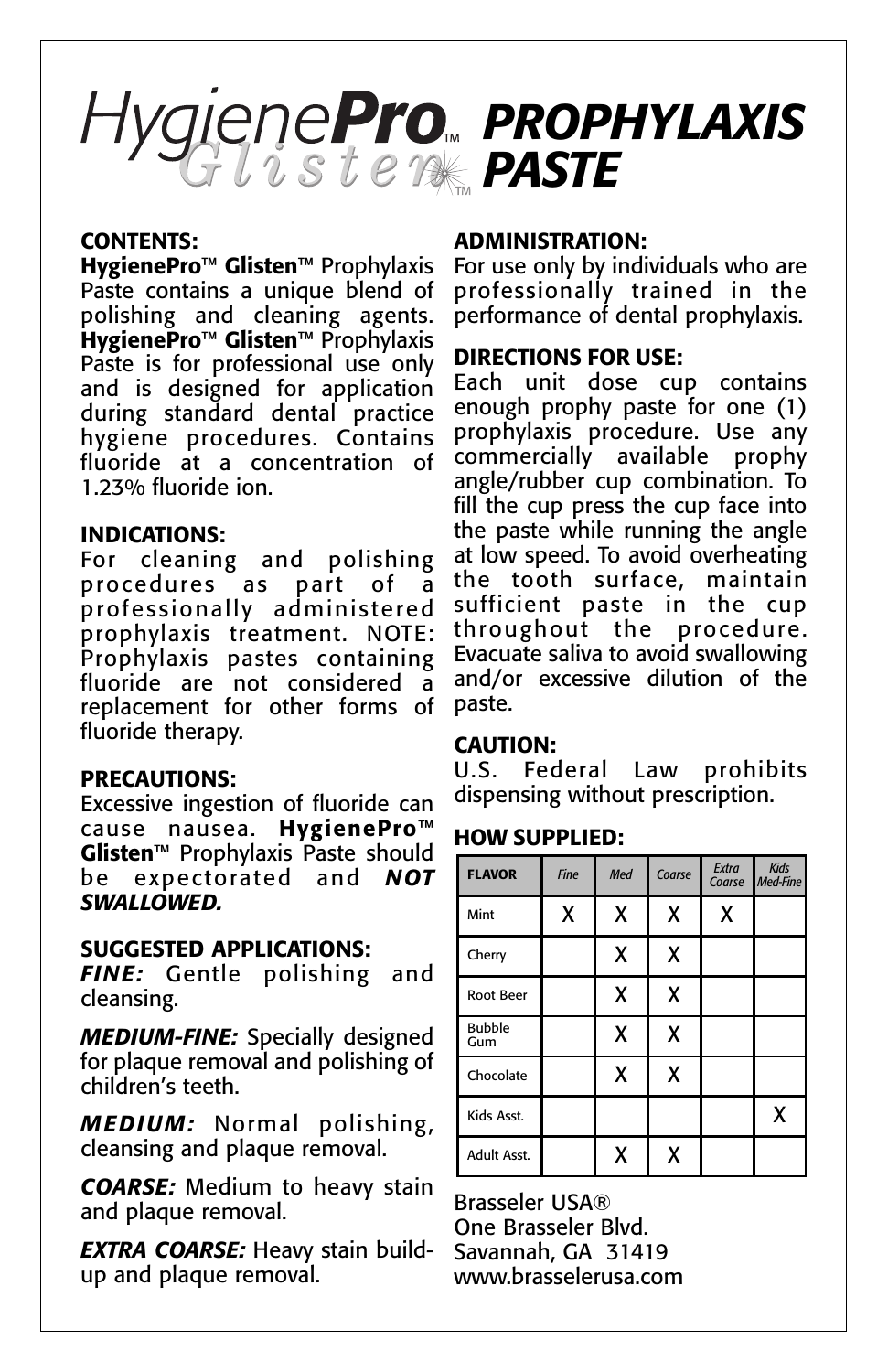# HygienePro™ Glisten™ PROPHYLAXIS PASTE

**CONTENTS:**
**HygienePro™ Glisten™** Prophylaxis Paste contains a unique blend of polishing and cleaning agents. **HygienePro™ Glisten™** Prophylaxis Paste is for professional use only and is designed for application during standard dental practice hygiene procedures. Contains fluoride at a concentration of 1.23% fluoride ion.

**INDICATIONS:**
For cleaning and polishing procedures as part of a professionally administered prophylaxis treatment. NOTE: Prophylaxis pastes containing fluoride are not considered a replacement for other forms of fluoride therapy.

**PRECAUTIONS:**
Excessive ingestion of fluoride can cause nausea. **HygienePro™ Glisten™** Prophylaxis Paste should be expectorated and ***NOT SWALLOWED.***

**SUGGESTED APPLICATIONS:**

***FINE:*** Gentle polishing and cleansing.

***MEDIUM-FINE:*** Specially designed for plaque removal and polishing of children's teeth.

***MEDIUM:*** Normal polishing, cleansing and plaque removal.

***COARSE:*** Medium to heavy stain and plaque removal.

***EXTRA COARSE:*** Heavy stain build-up and plaque removal.

**ADMINISTRATION:**
For use only by individuals who are professionally trained in the performance of dental prophylaxis.

**DIRECTIONS FOR USE:**
Each unit dose cup contains enough prophy paste for one (1) prophylaxis procedure. Use any commercially available prophy angle/rubber cup combination. To fill the cup press the cup face into the paste while running the angle at low speed. To avoid overheating the tooth surface, maintain sufficient paste in the cup throughout the procedure. Evacuate saliva to avoid swallowing and/or excessive dilution of the paste.

**CAUTION:**
U.S. Federal Law prohibits dispensing without prescription.

**HOW SUPPLIED:**

| FLAVOR | *Fine* | *Med* | *Coarse* | *Extra Coarse* | *Kids Med-Fine* |
|---|---|---|---|---|---|
| Mint | X | X | X | X | |
| Cherry | | X | X | | |
| Root Beer | | X | X | | |
| Bubble Gum | | X | X | | |
| Chocolate | | X | X | | |
| Kids Asst. | | | | | X |
| Adult Asst. | | X | X | | |

Brasseler USA®
One Brasseler Blvd.
Savannah, GA 31419
www.brasselerusa.com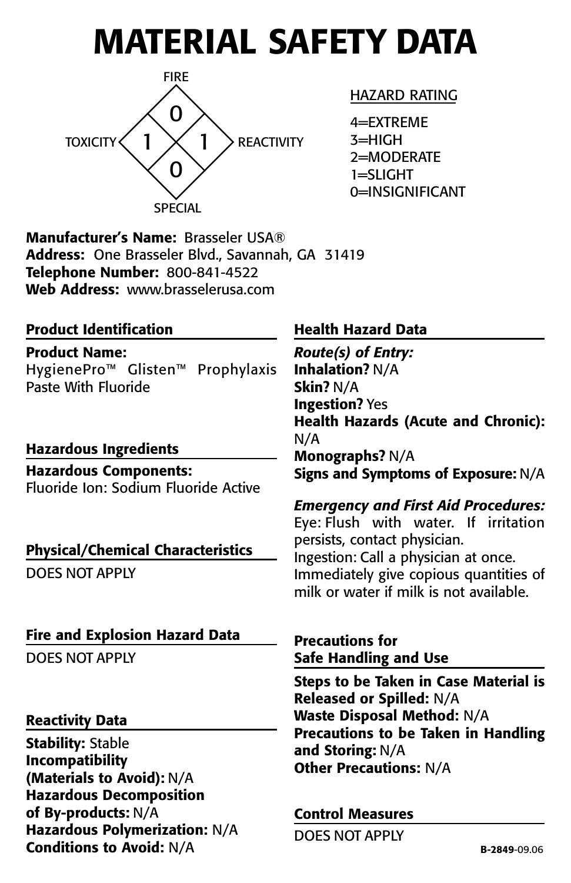# MATERIAL SAFETY DATA

FIRE

0

TOXICITY 1 1 REACTIVITY

0

SPECIAL

HAZARD RATING

4=EXTREME
3=HIGH
2=MODERATE
1=SLIGHT
0=INSIGNIFICANT

**Manufacturer's Name:** Brasseler USA®
**Address:** One Brasseler Blvd., Savannah, GA 31419
**Telephone Number:** 800-841-4522
**Web Address:** www.brasselerusa.com

## Product Identification

**Product Name:**
HygienePro™ Glisten™ Prophylaxis Paste With Fluoride

## Hazardous Ingredients

**Hazardous Components:**
Fluoride Ion: Sodium Fluoride Active

## Physical/Chemical Characteristics

DOES NOT APPLY

## Fire and Explosion Hazard Data

DOES NOT APPLY

## Reactivity Data

**Stability:** Stable
**Incompatibility (Materials to Avoid):** N/A
**Hazardous Decomposition of By-products:** N/A
**Hazardous Polymerization:** N/A
**Conditions to Avoid:** N/A

## Health Hazard Data

***Route(s) of Entry:***
**Inhalation?** N/A
**Skin?** N/A
**Ingestion?** Yes
**Health Hazards (Acute and Chronic):** N/A
**Monographs?** N/A
**Signs and Symptoms of Exposure:** N/A

***Emergency and First Aid Procedures:***
Eye: Flush with water. If irritation persists, contact physician.
Ingestion: Call a physician at once. Immediately give copious quantities of milk or water if milk is not available.

## Precautions for Safe Handling and Use

**Steps to be Taken in Case Material is Released or Spilled:** N/A
**Waste Disposal Method:** N/A
**Precautions to be Taken in Handling and Storing:** N/A
**Other Precautions:** N/A

## Control Measures

DOES NOT APPLY

**B-2849**-09.06